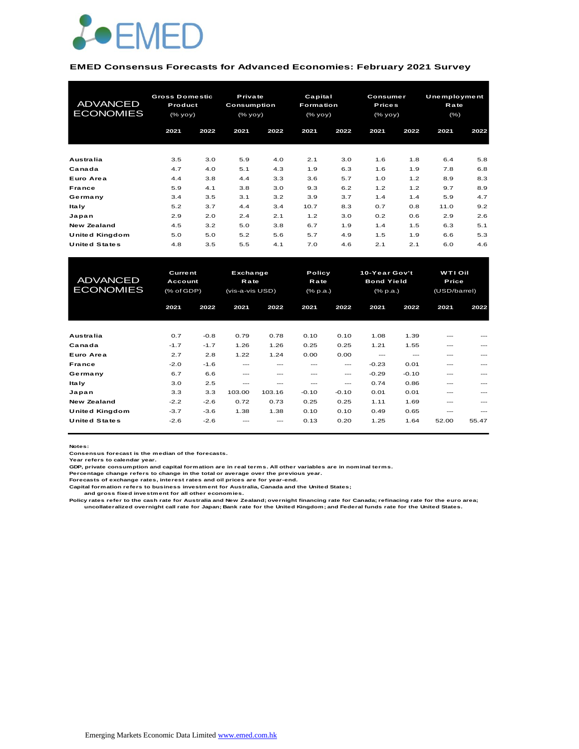EMED

**EMED Consensus Forecasts for Advanced Economies: February 2021 Survey**

| ADVANCED ECONOMIES | Gross Domestic Product (% yoy) | | Private Consumption (% yoy) | | Capital Formation (% yoy) | | Consumer Prices (% yoy) | | Unemployment Rate (%) | |
|---|---|---|---|---|---|---|---|---|---|---|
| | 2021 | 2022 | 2021 | 2022 | 2021 | 2022 | 2021 | 2022 | 2021 | 2022 |
| Australia | 3.5 | 3.0 | 5.9 | 4.0 | 2.1 | 3.0 | 1.6 | 1.8 | 6.4 | 5.8 |
| Canada | 4.7 | 4.0 | 5.1 | 4.3 | 1.9 | 6.3 | 1.6 | 1.9 | 7.8 | 6.8 |
| Euro Area | 4.4 | 3.8 | 4.4 | 3.3 | 3.6 | 5.7 | 1.0 | 1.2 | 8.9 | 8.3 |
| France | 5.9 | 4.1 | 3.8 | 3.0 | 9.3 | 6.2 | 1.2 | 1.2 | 9.7 | 8.9 |
| Germany | 3.4 | 3.5 | 3.1 | 3.2 | 3.9 | 3.7 | 1.4 | 1.4 | 5.9 | 4.7 |
| Italy | 5.2 | 3.7 | 4.4 | 3.4 | 10.7 | 8.3 | 0.7 | 0.8 | 11.0 | 9.2 |
| Japan | 2.9 | 2.0 | 2.4 | 2.1 | 1.2 | 3.0 | 0.2 | 0.6 | 2.9 | 2.6 |
| New Zealand | 4.5 | 3.2 | 5.0 | 3.8 | 6.7 | 1.9 | 1.4 | 1.5 | 6.3 | 5.1 |
| United Kingdom | 5.0 | 5.0 | 5.2 | 5.6 | 5.7 | 4.9 | 1.5 | 1.9 | 6.6 | 5.3 |
| United States | 4.8 | 3.5 | 5.5 | 4.1 | 7.0 | 4.6 | 2.1 | 2.1 | 6.0 | 4.6 |

| ADVANCED ECONOMIES | Current Account (% of GDP) | | Exchange Rate (vis-a-vis USD) | | Policy Rate (% p.a.) | | 10-Year Gov't Bond Yield (% p.a.) | | WTI Oil Price (USD/barrel) | |
|---|---|---|---|---|---|---|---|---|---|---|
| | 2021 | 2022 | 2021 | 2022 | 2021 | 2022 | 2021 | 2022 | 2021 | 2022 |
| Australia | 0.7 | -0.8 | 0.79 | 0.78 | 0.10 | 0.10 | 1.08 | 1.39 | --- | --- |
| Canada | -1.7 | -1.7 | 1.26 | 1.26 | 0.25 | 0.25 | 1.21 | 1.55 | --- | --- |
| Euro Area | 2.7 | 2.8 | 1.22 | 1.24 | 0.00 | 0.00 | --- | --- | --- | --- |
| France | -2.0 | -1.6 | --- | --- | --- | --- | -0.23 | 0.01 | --- | --- |
| Germany | 6.7 | 6.6 | --- | --- | --- | --- | -0.29 | -0.10 | --- | --- |
| Italy | 3.0 | 2.5 | --- | --- | --- | --- | 0.74 | 0.86 | --- | --- |
| Japan | 3.3 | 3.3 | 103.00 | 103.16 | -0.10 | -0.10 | 0.01 | 0.01 | --- | --- |
| New Zealand | -2.2 | -2.6 | 0.72 | 0.73 | 0.25 | 0.25 | 1.11 | 1.69 | --- | --- |
| United Kingdom | -3.7 | -3.6 | 1.38 | 1.38 | 0.10 | 0.10 | 0.49 | 0.65 | --- | --- |
| United States | -2.6 | -2.6 | --- | --- | 0.13 | 0.20 | 1.25 | 1.64 | 52.00 | 55.47 |

**Notes:**
Consensus forecast is the median of the forecasts.
Year refers to calendar year.
GDP, private consumption and capital formation are in real terms. All other variables are in nominal terms.
Percentage change refers to change in the total or average over the previous year.
Forecasts of exchange rates, interest rates and oil prices are for year-end.
Capital formation refers to business investment for Australia, Canada and the United States;
and gross fixed investment for all other economies.
Policy rates refer to the cash rate for Australia and New Zealand; overnight financing rate for Canada; refinacing rate for the euro area;
uncollateralized overnight call rate for Japan; Bank rate for the United Kingdom; and Federal funds rate for the United States.

Emerging Markets Economic Data Limited www.emed.com.hk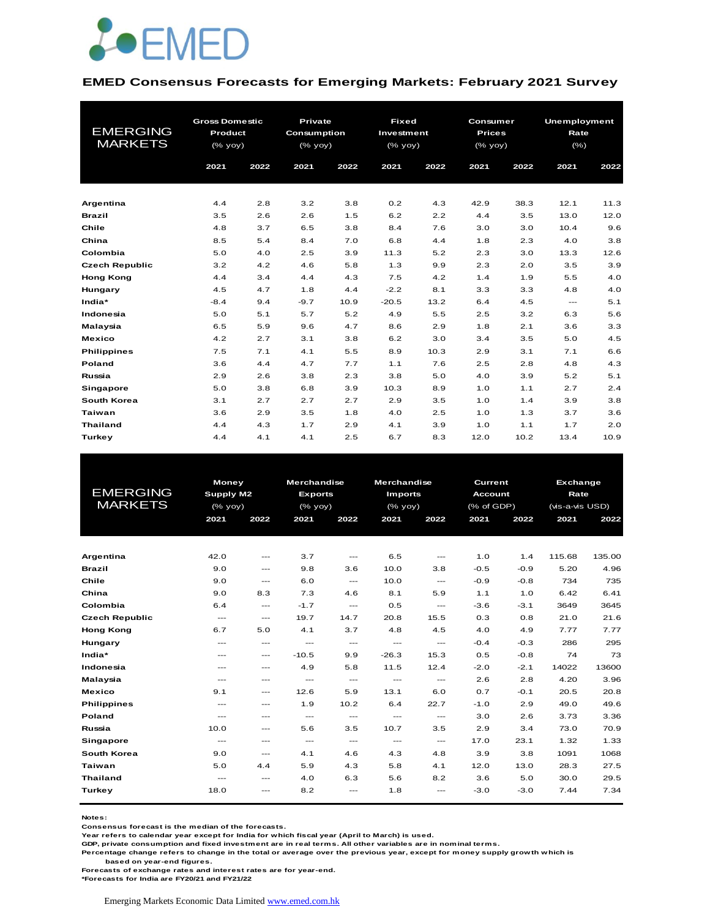EMED

## EMED Consensus Forecasts for Emerging Markets: February 2021 Survey

| EMERGING MARKETS | Gross Domestic Product (% yoy) | | Private Consumption (% yoy) | | Fixed Investment (% yoy) | | Consumer Prices (% yoy) | | Unemployment Rate (%) | |
|---|---|---|---|---|---|---|---|---|---|---|
| | 2021 | 2022 | 2021 | 2022 | 2021 | 2022 | 2021 | 2022 | 2021 | 2022 |
| **Argentina** | 4.4 | 2.8 | 3.2 | 3.8 | 0.2 | 4.3 | 42.9 | 38.3 | 12.1 | 11.3 |
| **Brazil** | 3.5 | 2.6 | 2.6 | 1.5 | 6.2 | 2.2 | 4.4 | 3.5 | 13.0 | 12.0 |
| **Chile** | 4.8 | 3.7 | 6.5 | 3.8 | 8.4 | 7.6 | 3.0 | 3.0 | 10.4 | 9.6 |
| **China** | 8.5 | 5.4 | 8.4 | 7.0 | 6.8 | 4.4 | 1.8 | 2.3 | 4.0 | 3.8 |
| **Colombia** | 5.0 | 4.0 | 2.5 | 3.9 | 11.3 | 5.2 | 2.3 | 3.0 | 13.3 | 12.6 |
| **Czech Republic** | 3.2 | 4.2 | 4.6 | 5.8 | 1.3 | 9.9 | 2.3 | 2.0 | 3.5 | 3.9 |
| **Hong Kong** | 4.4 | 3.4 | 4.4 | 4.3 | 7.5 | 4.2 | 1.4 | 1.9 | 5.5 | 4.0 |
| **Hungary** | 4.5 | 4.7 | 1.8 | 4.4 | -2.2 | 8.1 | 3.3 | 3.3 | 4.8 | 4.0 |
| **India*** | -8.4 | 9.4 | -9.7 | 10.9 | -20.5 | 13.2 | 6.4 | 4.5 | --- | 5.1 |
| **Indonesia** | 5.0 | 5.1 | 5.7 | 5.2 | 4.9 | 5.5 | 2.5 | 3.2 | 6.3 | 5.6 |
| **Malaysia** | 6.5 | 5.9 | 9.6 | 4.7 | 8.6 | 2.9 | 1.8 | 2.1 | 3.6 | 3.3 |
| **Mexico** | 4.2 | 2.7 | 3.1 | 3.8 | 6.2 | 3.0 | 3.4 | 3.5 | 5.0 | 4.5 |
| **Philippines** | 7.5 | 7.1 | 4.1 | 5.5 | 8.9 | 10.3 | 2.9 | 3.1 | 7.1 | 6.6 |
| **Poland** | 3.6 | 4.4 | 4.7 | 7.7 | 1.1 | 7.6 | 2.5 | 2.8 | 4.8 | 4.3 |
| **Russia** | 2.9 | 2.6 | 3.8 | 2.3 | 3.8 | 5.0 | 4.0 | 3.9 | 5.2 | 5.1 |
| **Singapore** | 5.0 | 3.8 | 6.8 | 3.9 | 10.3 | 8.9 | 1.0 | 1.1 | 2.7 | 2.4 |
| **South Korea** | 3.1 | 2.7 | 2.7 | 2.7 | 2.9 | 3.5 | 1.0 | 1.4 | 3.9 | 3.8 |
| **Taiwan** | 3.6 | 2.9 | 3.5 | 1.8 | 4.0 | 2.5 | 1.0 | 1.3 | 3.7 | 3.6 |
| **Thailand** | 4.4 | 4.3 | 1.7 | 2.9 | 4.1 | 3.9 | 1.0 | 1.1 | 1.7 | 2.0 |
| **Turkey** | 4.4 | 4.1 | 4.1 | 2.5 | 6.7 | 8.3 | 12.0 | 10.2 | 13.4 | 10.9 |

| EMERGING MARKETS | Money Supply M2 (% yoy) | | Merchandise Exports (% yoy) | | Merchandise Imports (% yoy) | | Current Account (% of GDP) | | Exchange Rate (vis-a-vis USD) | |
|---|---|---|---|---|---|---|---|---|---|---|
| | 2021 | 2022 | 2021 | 2022 | 2021 | 2022 | 2021 | 2022 | 2021 | 2022 |
| **Argentina** | 42.0 | --- | 3.7 | --- | 6.5 | --- | 1.0 | 1.4 | 115.68 | 135.00 |
| **Brazil** | 9.0 | --- | 9.8 | 3.6 | 10.0 | 3.8 | -0.5 | -0.9 | 5.20 | 4.96 |
| **Chile** | 9.0 | --- | 6.0 | --- | 10.0 | --- | -0.9 | -0.8 | 734 | 735 |
| **China** | 9.0 | 8.3 | 7.3 | 4.6 | 8.1 | 5.9 | 1.1 | 1.0 | 6.42 | 6.41 |
| **Colombia** | 6.4 | --- | -1.7 | --- | 0.5 | --- | -3.6 | -3.1 | 3649 | 3645 |
| **Czech Republic** | --- | --- | 19.7 | 14.7 | 20.8 | 15.5 | 0.3 | 0.8 | 21.0 | 21.6 |
| **Hong Kong** | 6.7 | 5.0 | 4.1 | 3.7 | 4.8 | 4.5 | 4.0 | 4.9 | 7.77 | 7.77 |
| **Hungary** | --- | --- | --- | --- | --- | --- | -0.4 | -0.3 | 286 | 295 |
| **India*** | --- | --- | -10.5 | 9.9 | -26.3 | 15.3 | 0.5 | -0.8 | 74 | 73 |
| **Indonesia** | --- | --- | 4.9 | 5.8 | 11.5 | 12.4 | -2.0 | -2.1 | 14022 | 13600 |
| **Malaysia** | --- | --- | --- | --- | --- | --- | 2.6 | 2.8 | 4.20 | 3.96 |
| **Mexico** | 9.1 | --- | 12.6 | 5.9 | 13.1 | 6.0 | 0.7 | -0.1 | 20.5 | 20.8 |
| **Philippines** | --- | --- | 1.9 | 10.2 | 6.4 | 22.7 | -1.0 | 2.9 | 49.0 | 49.6 |
| **Poland** | --- | --- | --- | --- | --- | --- | 3.0 | 2.6 | 3.73 | 3.36 |
| **Russia** | 10.0 | --- | 5.6 | 3.5 | 10.7 | 3.5 | 2.9 | 3.4 | 73.0 | 70.9 |
| **Singapore** | --- | --- | --- | --- | --- | --- | 17.0 | 23.1 | 1.32 | 1.33 |
| **South Korea** | 9.0 | --- | 4.1 | 4.6 | 4.3 | 4.8 | 3.9 | 3.8 | 1091 | 1068 |
| **Taiwan** | 5.0 | 4.4 | 5.9 | 4.3 | 5.8 | 4.1 | 12.0 | 13.0 | 28.3 | 27.5 |
| **Thailand** | --- | --- | 4.0 | 6.3 | 5.6 | 8.2 | 3.6 | 5.0 | 30.0 | 29.5 |
| **Turkey** | 18.0 | --- | 8.2 | --- | 1.8 | --- | -3.0 | -3.0 | 7.44 | 7.34 |

**Notes:**
Consensus forecast is the median of the forecasts.
Year refers to calendar year except for India for which fiscal year (April to March) is used.
GDP, private consumption and fixed investment are in real terms. All other variables are in nominal terms.
Percentage change refers to change in the total or average over the previous year, except for money supply growth which is based on year-end figures.
Forecasts of exchange rates and interest rates are for year-end.
*Forecasts for India are FY20/21 and FY21/22

Emerging Markets Economic Data Limited [www.emed.com.hk](http://www.emed.com.hk)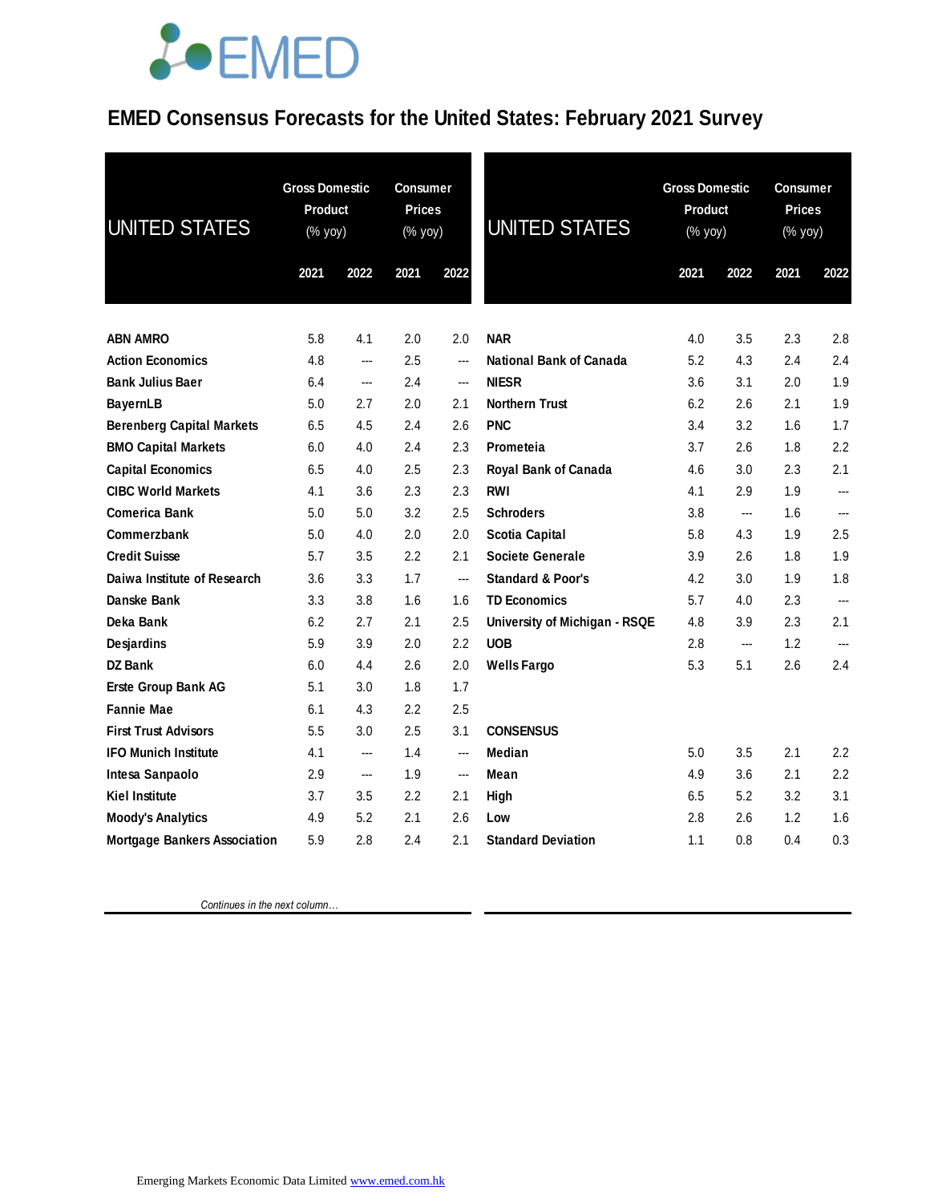# EMED Consensus Forecasts for the United States: February 2021 Survey

| UNITED STATES | Gross Domestic Product (% yoy) | | Consumer Prices (% yoy) | |
|---|---|---|---|---|
| | 2021 | 2022 | 2021 | 2022 |
| ABN AMRO | 5.8 | 4.1 | 2.0 | 2.0 |
| Action Economics | 4.8 | --- | 2.5 | --- |
| Bank Julius Baer | 6.4 | --- | 2.4 | --- |
| BayernLB | 5.0 | 2.7 | 2.0 | 2.1 |
| Berenberg Capital Markets | 6.5 | 4.5 | 2.4 | 2.6 |
| BMO Capital Markets | 6.0 | 4.0 | 2.4 | 2.3 |
| Capital Economics | 6.5 | 4.0 | 2.5 | 2.3 |
| CIBC World Markets | 4.1 | 3.6 | 2.3 | 2.3 |
| Comerica Bank | 5.0 | 5.0 | 3.2 | 2.5 |
| Commerzbank | 5.0 | 4.0 | 2.0 | 2.0 |
| Credit Suisse | 5.7 | 3.5 | 2.2 | 2.1 |
| Daiwa Institute of Research | 3.6 | 3.3 | 1.7 | --- |
| Danske Bank | 3.3 | 3.8 | 1.6 | 1.6 |
| Deka Bank | 6.2 | 2.7 | 2.1 | 2.5 |
| Desjardins | 5.9 | 3.9 | 2.0 | 2.2 |
| DZ Bank | 6.0 | 4.4 | 2.6 | 2.0 |
| Erste Group Bank AG | 5.1 | 3.0 | 1.8 | 1.7 |
| Fannie Mae | 6.1 | 4.3 | 2.2 | 2.5 |
| First Trust Advisors | 5.5 | 3.0 | 2.5 | 3.1 |
| IFO Munich Institute | 4.1 | --- | 1.4 | --- |
| Intesa Sanpaolo | 2.9 | --- | 1.9 | --- |
| Kiel Institute | 3.7 | 3.5 | 2.2 | 2.1 |
| Moody's Analytics | 4.9 | 5.2 | 2.1 | 2.6 |
| Mortgage Bankers Association | 5.9 | 2.8 | 2.4 | 2.1 |
| NAR | 4.0 | 3.5 | 2.3 | 2.8 |
| National Bank of Canada | 5.2 | 4.3 | 2.4 | 2.4 |
| NIESR | 3.6 | 3.1 | 2.0 | 1.9 |
| Northern Trust | 6.2 | 2.6 | 2.1 | 1.9 |
| PNC | 3.4 | 3.2 | 1.6 | 1.7 |
| Prometeia | 3.7 | 2.6 | 1.8 | 2.2 |
| Royal Bank of Canada | 4.6 | 3.0 | 2.3 | 2.1 |
| RWI | 4.1 | 2.9 | 1.9 | --- |
| Schroders | 3.8 | --- | 1.6 | --- |
| Scotia Capital | 5.8 | 4.3 | 1.9 | 2.5 |
| Societe Generale | 3.9 | 2.6 | 1.8 | 1.9 |
| Standard & Poor's | 4.2 | 3.0 | 1.9 | 1.8 |
| TD Economics | 5.7 | 4.0 | 2.3 | --- |
| University of Michigan - RSQE | 4.8 | 3.9 | 2.3 | 2.1 |
| UOB | 2.8 | --- | 1.2 | --- |
| Wells Fargo | 5.3 | 5.1 | 2.6 | 2.4 |
| **CONSENSUS** | | | | |
| Median | 5.0 | 3.5 | 2.1 | 2.2 |
| Mean | 4.9 | 3.6 | 2.1 | 2.2 |
| High | 6.5 | 5.2 | 3.2 | 3.1 |
| Low | 2.8 | 2.6 | 1.2 | 1.6 |
| Standard Deviation | 1.1 | 0.8 | 0.4 | 0.3 |

*Continues in the next column…*

Emerging Markets Economic Data Limited www.emed.com.hk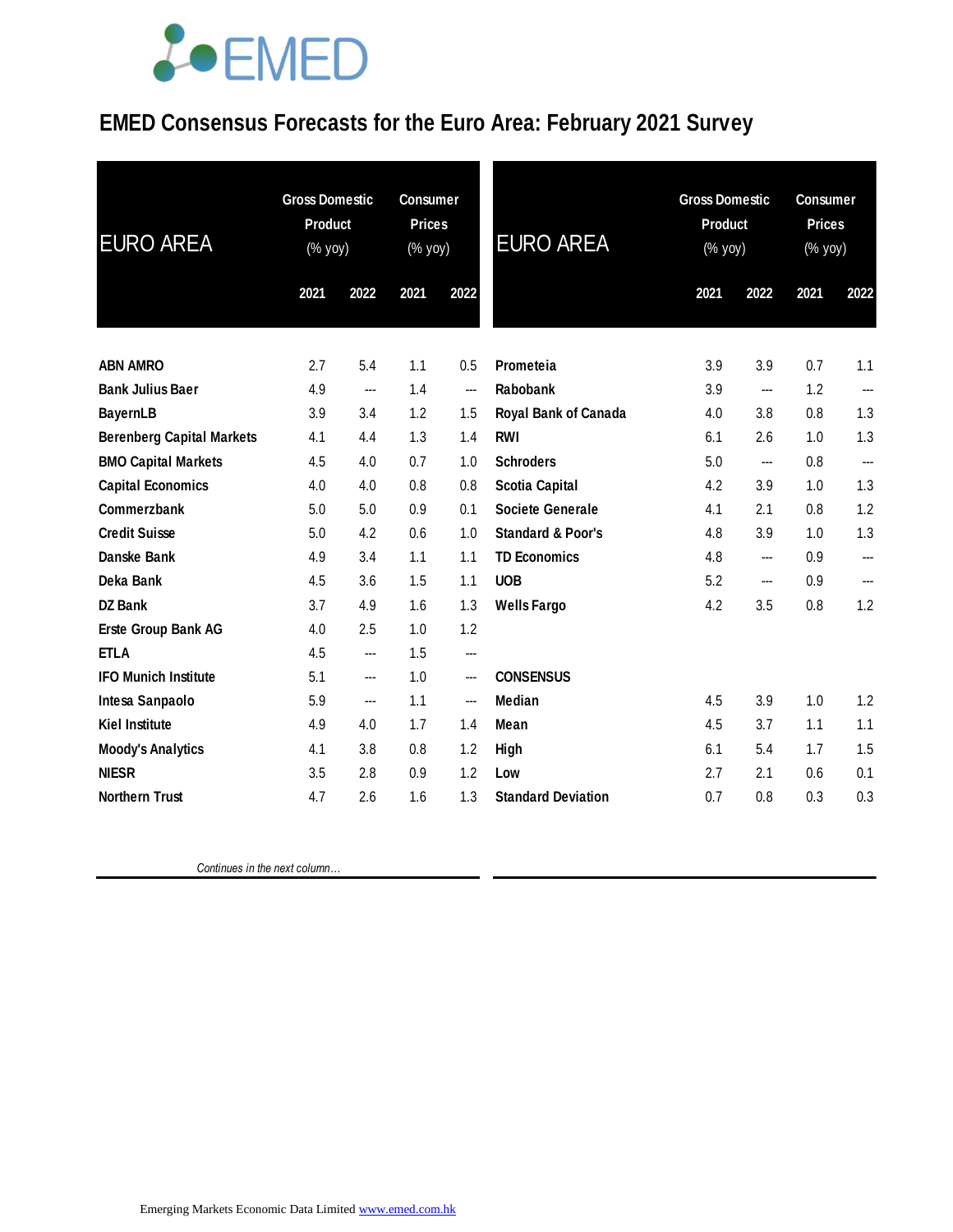# EMED Consensus Forecasts for the Euro Area: February 2021 Survey

| EURO AREA | Gross Domestic Product (% yoy) | | Consumer Prices (% yoy) | |
|---|---|---|---|---|
| | 2021 | 2022 | 2021 | 2022 |
| **ABN AMRO** | 2.7 | 5.4 | 1.1 | 0.5 |
| **Bank Julius Baer** | 4.9 | --- | 1.4 | --- |
| **BayernLB** | 3.9 | 3.4 | 1.2 | 1.5 |
| **Berenberg Capital Markets** | 4.1 | 4.4 | 1.3 | 1.4 |
| **BMO Capital Markets** | 4.5 | 4.0 | 0.7 | 1.0 |
| **Capital Economics** | 4.0 | 4.0 | 0.8 | 0.8 |
| **Commerzbank** | 5.0 | 5.0 | 0.9 | 0.1 |
| **Credit Suisse** | 5.0 | 4.2 | 0.6 | 1.0 |
| **Danske Bank** | 4.9 | 3.4 | 1.1 | 1.1 |
| **Deka Bank** | 4.5 | 3.6 | 1.5 | 1.1 |
| **DZ Bank** | 3.7 | 4.9 | 1.6 | 1.3 |
| **Erste Group Bank AG** | 4.0 | 2.5 | 1.0 | 1.2 |
| **ETLA** | 4.5 | --- | 1.5 | --- |
| **IFO Munich Institute** | 5.1 | --- | 1.0 | --- |
| **Intesa Sanpaolo** | 5.9 | --- | 1.1 | --- |
| **Kiel Institute** | 4.9 | 4.0 | 1.7 | 1.4 |
| **Moody's Analytics** | 4.1 | 3.8 | 0.8 | 1.2 |
| **NIESR** | 3.5 | 2.8 | 0.9 | 1.2 |
| **Northern Trust** | 4.7 | 2.6 | 1.6 | 1.3 |

*Continues in the next column…*

| EURO AREA | Gross Domestic Product (% yoy) | | Consumer Prices (% yoy) | |
|---|---|---|---|---|
| | 2021 | 2022 | 2021 | 2022 |
| **Prometeia** | 3.9 | 3.9 | 0.7 | 1.1 |
| **Rabobank** | 3.9 | --- | 1.2 | --- |
| **Royal Bank of Canada** | 4.0 | 3.8 | 0.8 | 1.3 |
| **RWI** | 6.1 | 2.6 | 1.0 | 1.3 |
| **Schroders** | 5.0 | --- | 0.8 | --- |
| **Scotia Capital** | 4.2 | 3.9 | 1.0 | 1.3 |
| **Societe Generale** | 4.1 | 2.1 | 0.8 | 1.2 |
| **Standard & Poor's** | 4.8 | 3.9 | 1.0 | 1.3 |
| **TD Economics** | 4.8 | --- | 0.9 | --- |
| **UOB** | 5.2 | --- | 0.9 | --- |
| **Wells Fargo** | 4.2 | 3.5 | 0.8 | 1.2 |
| | | | | |
| **CONSENSUS** | | | | |
| **Median** | 4.5 | 3.9 | 1.0 | 1.2 |
| **Mean** | 4.5 | 3.7 | 1.1 | 1.1 |
| **High** | 6.1 | 5.4 | 1.7 | 1.5 |
| **Low** | 2.7 | 2.1 | 0.6 | 0.1 |
| **Standard Deviation** | 0.7 | 0.8 | 0.3 | 0.3 |

Emerging Markets Economic Data Limited www.emed.com.hk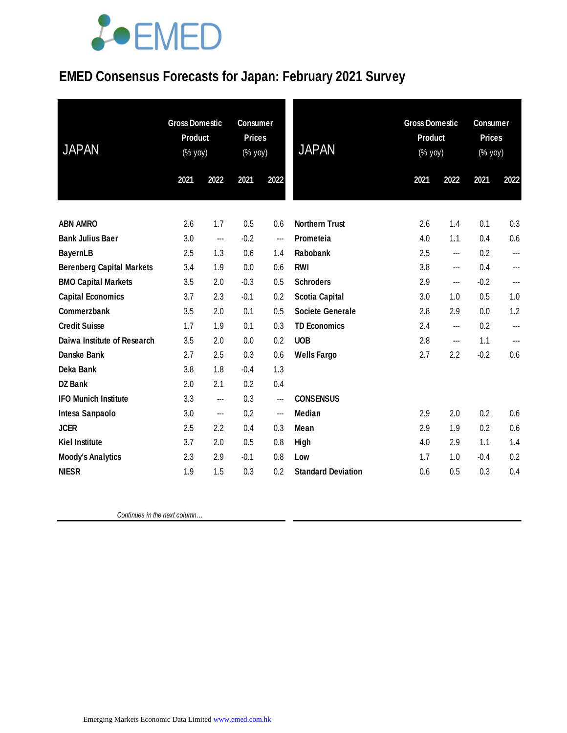# EMED Consensus Forecasts for Japan: February 2021 Survey

| JAPAN | Gross Domestic Product (% yoy) | | Consumer Prices (% yoy) | |
|---|---|---|---|---|
| | 2021 | 2022 | 2021 | 2022 |
| **ABN AMRO** | 2.6 | 1.7 | 0.5 | 0.6 |
| **Bank Julius Baer** | 3.0 | --- | -0.2 | --- |
| **BayernLB** | 2.5 | 1.3 | 0.6 | 1.4 |
| **Berenberg Capital Markets** | 3.4 | 1.9 | 0.0 | 0.6 |
| **BMO Capital Markets** | 3.5 | 2.0 | -0.3 | 0.5 |
| **Capital Economics** | 3.7 | 2.3 | -0.1 | 0.2 |
| **Commerzbank** | 3.5 | 2.0 | 0.1 | 0.5 |
| **Credit Suisse** | 1.7 | 1.9 | 0.1 | 0.3 |
| **Daiwa Institute of Research** | 3.5 | 2.0 | 0.0 | 0.2 |
| **Danske Bank** | 2.7 | 2.5 | 0.3 | 0.6 |
| **Deka Bank** | 3.8 | 1.8 | -0.4 | 1.3 |
| **DZ Bank** | 2.0 | 2.1 | 0.2 | 0.4 |
| **IFO Munich Institute** | 3.3 | --- | 0.3 | --- |
| **Intesa Sanpaolo** | 3.0 | --- | 0.2 | --- |
| **JCER** | 2.5 | 2.2 | 0.4 | 0.3 |
| **Kiel Institute** | 3.7 | 2.0 | 0.5 | 0.8 |
| **Moody's Analytics** | 2.3 | 2.9 | -0.1 | 0.8 |
| **NIESR** | 1.9 | 1.5 | 0.3 | 0.2 |
| **Northern Trust** | 2.6 | 1.4 | 0.1 | 0.3 |
| **Prometeia** | 4.0 | 1.1 | 0.4 | 0.6 |
| **Rabobank** | 2.5 | --- | 0.2 | --- |
| **RWI** | 3.8 | --- | 0.4 | --- |
| **Schroders** | 2.9 | --- | -0.2 | --- |
| **Scotia Capital** | 3.0 | 1.0 | 0.5 | 1.0 |
| **Societe Generale** | 2.8 | 2.9 | 0.0 | 1.2 |
| **TD Economics** | 2.4 | --- | 0.2 | --- |
| **UOB** | 2.8 | --- | 1.1 | --- |
| **Wells Fargo** | 2.7 | 2.2 | -0.2 | 0.6 |
| **CONSENSUS** | | | | |
| **Median** | 2.9 | 2.0 | 0.2 | 0.6 |
| **Mean** | 2.9 | 1.9 | 0.2 | 0.6 |
| **High** | 4.0 | 2.9 | 1.1 | 1.4 |
| **Low** | 1.7 | 1.0 | -0.4 | 0.2 |
| **Standard Deviation** | 0.6 | 0.5 | 0.3 | 0.4 |

*Continues in the next column…*

Emerging Markets Economic Data Limited www.emed.com.hk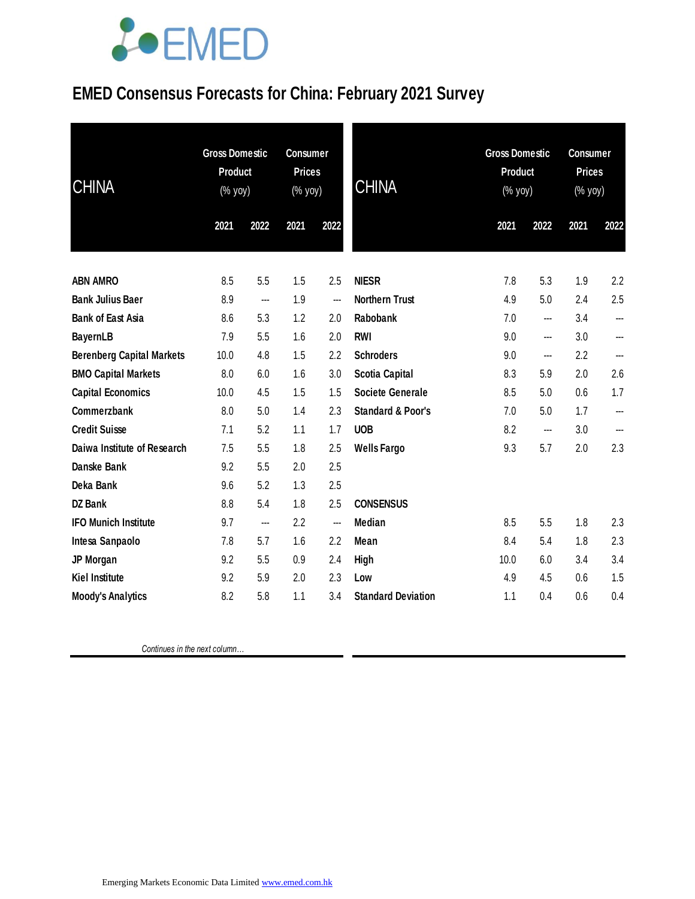# EMED Consensus Forecasts for China: February 2021 Survey

| CHINA | Gross Domestic Product (% yoy) | | Consumer Prices (% yoy) | |
|---|---|---|---|---|
| | 2021 | 2022 | 2021 | 2022 |
| ABN AMRO | 8.5 | 5.5 | 1.5 | 2.5 |
| Bank Julius Baer | 8.9 | --- | 1.9 | --- |
| Bank of East Asia | 8.6 | 5.3 | 1.2 | 2.0 |
| BayernLB | 7.9 | 5.5 | 1.6 | 2.0 |
| Berenberg Capital Markets | 10.0 | 4.8 | 1.5 | 2.2 |
| BMO Capital Markets | 8.0 | 6.0 | 1.6 | 3.0 |
| Capital Economics | 10.0 | 4.5 | 1.5 | 1.5 |
| Commerzbank | 8.0 | 5.0 | 1.4 | 2.3 |
| Credit Suisse | 7.1 | 5.2 | 1.1 | 1.7 |
| Daiwa Institute of Research | 7.5 | 5.5 | 1.8 | 2.5 |
| Danske Bank | 9.2 | 5.5 | 2.0 | 2.5 |
| Deka Bank | 9.6 | 5.2 | 1.3 | 2.5 |
| DZ Bank | 8.8 | 5.4 | 1.8 | 2.5 |
| IFO Munich Institute | 9.7 | --- | 2.2 | --- |
| Intesa Sanpaolo | 7.8 | 5.7 | 1.6 | 2.2 |
| JP Morgan | 9.2 | 5.5 | 0.9 | 2.4 |
| Kiel Institute | 9.2 | 5.9 | 2.0 | 2.3 |
| Moody's Analytics | 8.2 | 5.8 | 1.1 | 3.4 |
| NIESR | 7.8 | 5.3 | 1.9 | 2.2 |
| Northern Trust | 4.9 | 5.0 | 2.4 | 2.5 |
| Rabobank | 7.0 | --- | 3.4 | --- |
| RWI | 9.0 | --- | 3.0 | --- |
| Schroders | 9.0 | --- | 2.2 | --- |
| Scotia Capital | 8.3 | 5.9 | 2.0 | 2.6 |
| Societe Generale | 8.5 | 5.0 | 0.6 | 1.7 |
| Standard & Poor's | 7.0 | 5.0 | 1.7 | --- |
| UOB | 8.2 | --- | 3.0 | --- |
| Wells Fargo | 9.3 | 5.7 | 2.0 | 2.3 |
| **CONSENSUS** | | | | |
| Median | 8.5 | 5.5 | 1.8 | 2.3 |
| Mean | 8.4 | 5.4 | 1.8 | 2.3 |
| High | 10.0 | 6.0 | 3.4 | 3.4 |
| Low | 4.9 | 4.5 | 0.6 | 1.5 |
| Standard Deviation | 1.1 | 0.4 | 0.6 | 0.4 |

*Continues in the next column…*

Emerging Markets Economic Data Limited www.emed.com.hk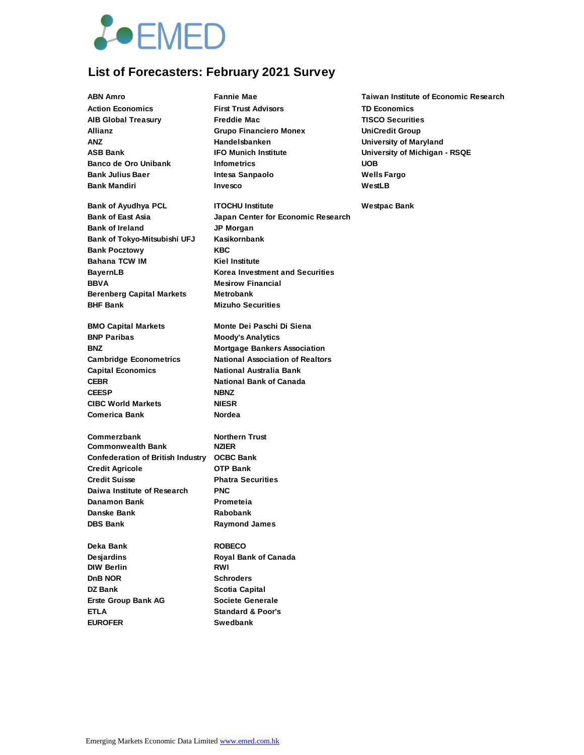EMED

# List of Forecasters: February 2021 Survey

ABN Amro
Action Economics
AIB Global Treasury
Allianz
ANZ
ASB Bank
Banco de Oro Unibank
Bank Julius Baer
Bank Mandiri

Bank of Ayudhya PCL
Bank of East Asia
Bank of Ireland
Bank of Tokyo-Mitsubishi UFJ
Bank Pocztowy
Bahana TCW IM
BayernLB
BBVA
Berenberg Capital Markets
BHF Bank

BMO Capital Markets
BNP Paribas
BNZ
Cambridge Econometrics
Capital Economics
CEBR
CEESP
CIBC World Markets
Comerica Bank

Commerzbank
Commonwealth Bank
Confederation of British Industry
Credit Agricole
Credit Suisse
Daiwa Institute of Research
Danamon Bank
Danske Bank
DBS Bank

Deka Bank
Desjardins
DIW Berlin
DnB NOR
DZ Bank
Erste Group Bank AG
ETLA
EUROFER

Fannie Mae
First Trust Advisors
Freddie Mac
Grupo Financiero Monex
Handelsbanken
IFO Munich Institute
Infometrics
Intesa Sanpaolo
Invesco

ITOCHU Institute
Japan Center for Economic Research
JP Morgan
Kasikornbank
KBC
Kiel Institute
Korea Investment and Securities
Mesirow Financial
Metrobank
Mizuho Securities

Monte Dei Paschi Di Siena
Moody's Analytics
Mortgage Bankers Association
National Association of Realtors
National Australia Bank
National Bank of Canada
NBNZ
NIESR
Nordea

Northern Trust
NZIER
OCBC Bank
OTP Bank
Phatra Securities
PNC
Prometeia
Rabobank
Raymond James

ROBECO
Royal Bank of Canada
RWI
Schroders
Scotia Capital
Societe Generale
Standard & Poor's
Swedbank

Taiwan Institute of Economic Research
TD Economics
TISCO Securities
UniCredit Group
University of Maryland
University of Michigan - RSQE
UOB
Wells Fargo
WestLB

Westpac Bank

Emerging Markets Economic Data Limited www.emed.com.hk